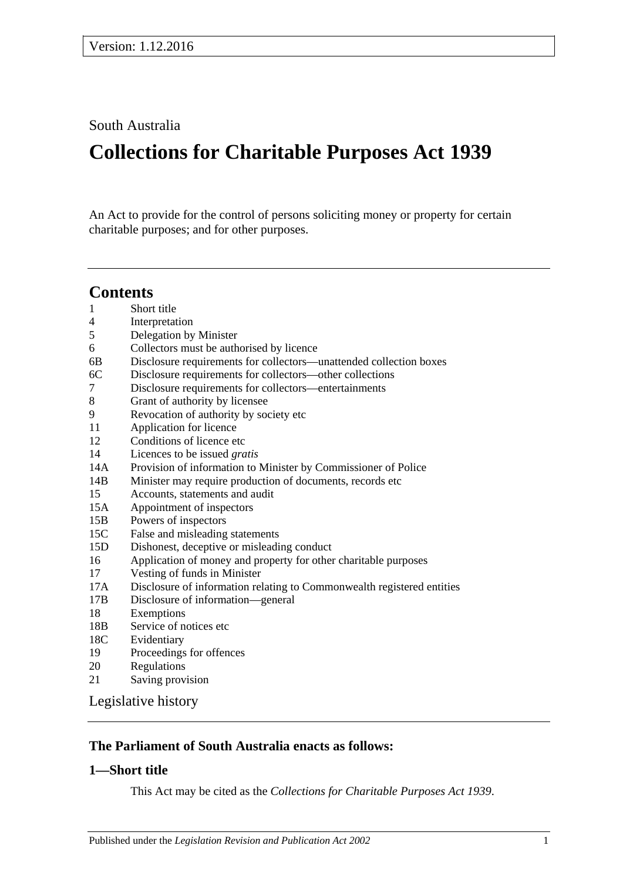Version: 1.12.2016

South Australia

# Collections for Charitable Purposes Act 1939

An Act to provide for the control of persons soliciting money or property for certain charitable purposes; and for other purposes.

## Contents

1 Short title
4 Interpretation
5 Delegation by Minister
6 Collectors must be authorised by licence
6B Disclosure requirements for collectors—unattended collection boxes
6C Disclosure requirements for collectors—other collections
7 Disclosure requirements for collectors—entertainments
8 Grant of authority by licensee
9 Revocation of authority by society etc
11 Application for licence
12 Conditions of licence etc
14 Licences to be issued *gratis*
14A Provision of information to Minister by Commissioner of Police
14B Minister may require production of documents, records etc
15 Accounts, statements and audit
15A Appointment of inspectors
15B Powers of inspectors
15C False and misleading statements
15D Dishonest, deceptive or misleading conduct
16 Application of money and property for other charitable purposes
17 Vesting of funds in Minister
17A Disclosure of information relating to Commonwealth registered entities
17B Disclosure of information—general
18 Exemptions
18B Service of notices etc
18C Evidentiary
19 Proceedings for offences
20 Regulations
21 Saving provision

Legislative history

### The Parliament of South Australia enacts as follows:

### 1—Short title

This Act may be cited as the *Collections for Charitable Purposes Act 1939*.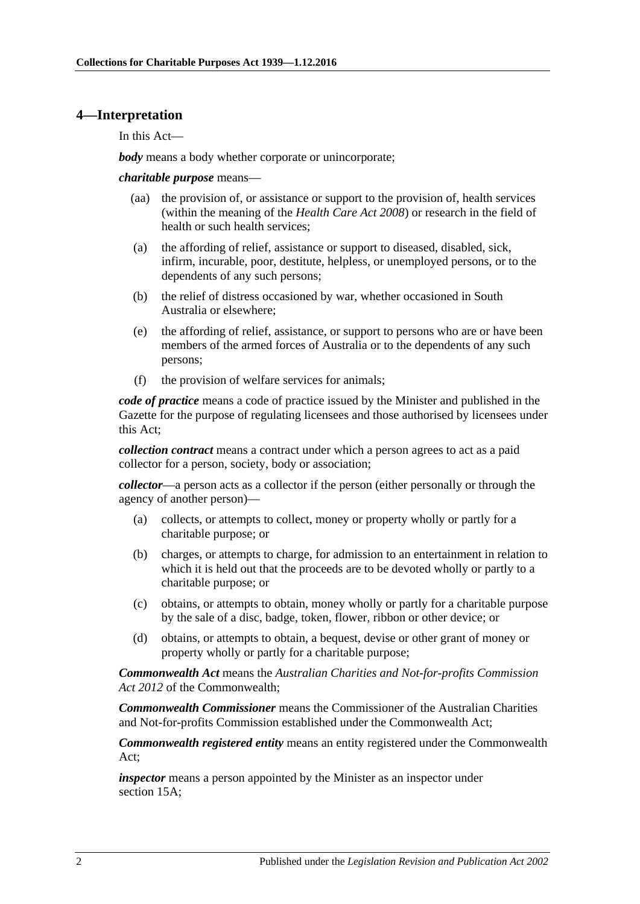## 4—Interpretation

In this Act—

***body*** means a body whether corporate or unincorporate;

***charitable purpose*** means—

- (aa) the provision of, or assistance or support to the provision of, health services (within the meaning of the *Health Care Act 2008*) or research in the field of health or such health services;
- (a) the affording of relief, assistance or support to diseased, disabled, sick, infirm, incurable, poor, destitute, helpless, or unemployed persons, or to the dependents of any such persons;
- (b) the relief of distress occasioned by war, whether occasioned in South Australia or elsewhere;
- (e) the affording of relief, assistance, or support to persons who are or have been members of the armed forces of Australia or to the dependents of any such persons;
- (f) the provision of welfare services for animals;

***code of practice*** means a code of practice issued by the Minister and published in the Gazette for the purpose of regulating licensees and those authorised by licensees under this Act;

***collection contract*** means a contract under which a person agrees to act as a paid collector for a person, society, body or association;

***collector***—a person acts as a collector if the person (either personally or through the agency of another person)—

- (a) collects, or attempts to collect, money or property wholly or partly for a charitable purpose; or
- (b) charges, or attempts to charge, for admission to an entertainment in relation to which it is held out that the proceeds are to be devoted wholly or partly to a charitable purpose; or
- (c) obtains, or attempts to obtain, money wholly or partly for a charitable purpose by the sale of a disc, badge, token, flower, ribbon or other device; or
- (d) obtains, or attempts to obtain, a bequest, devise or other grant of money or property wholly or partly for a charitable purpose;

***Commonwealth Act*** means the *Australian Charities and Not-for-profits Commission Act 2012* of the Commonwealth;

***Commonwealth Commissioner*** means the Commissioner of the Australian Charities and Not-for-profits Commission established under the Commonwealth Act;

***Commonwealth registered entity*** means an entity registered under the Commonwealth Act;

***inspector*** means a person appointed by the Minister as an inspector under section 15A;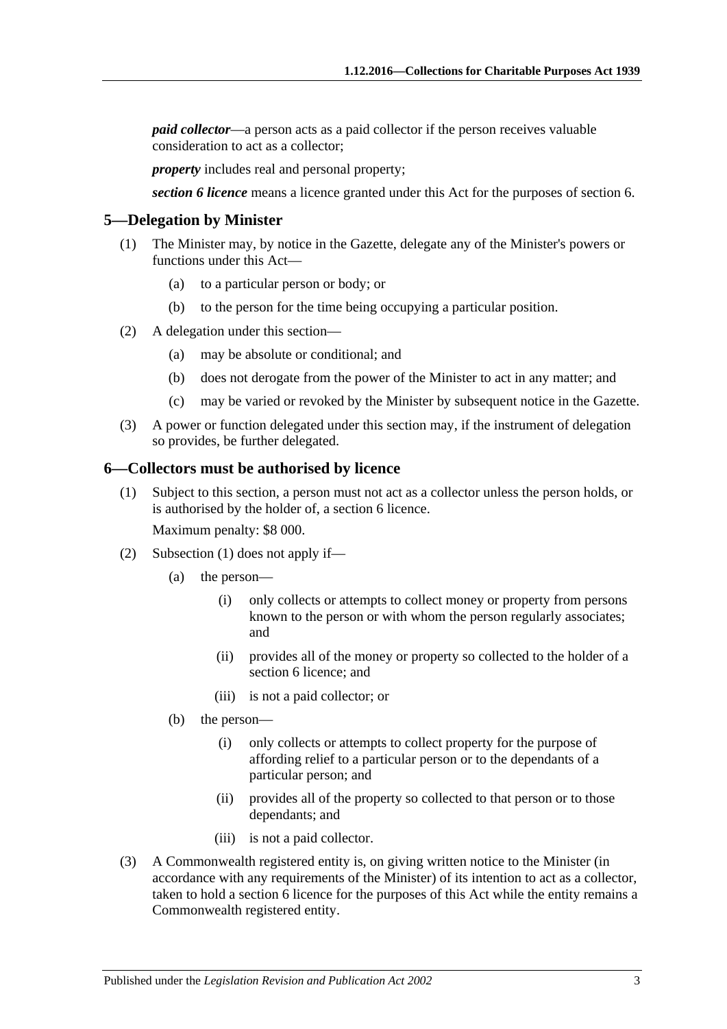***paid collector***—a person acts as a paid collector if the person receives valuable consideration to act as a collector;

***property*** includes real and personal property;

***section 6 licence*** means a licence granted under this Act for the purposes of section 6.

## 5—Delegation by Minister

(1) The Minister may, by notice in the Gazette, delegate any of the Minister's powers or functions under this Act—

(a) to a particular person or body; or

(b) to the person for the time being occupying a particular position.

(2) A delegation under this section—

(a) may be absolute or conditional; and

(b) does not derogate from the power of the Minister to act in any matter; and

(c) may be varied or revoked by the Minister by subsequent notice in the Gazette.

(3) A power or function delegated under this section may, if the instrument of delegation so provides, be further delegated.

## 6—Collectors must be authorised by licence

(1) Subject to this section, a person must not act as a collector unless the person holds, or is authorised by the holder of, a section 6 licence.

Maximum penalty: $8 000.

(2) Subsection (1) does not apply if—

(a) the person—

(i) only collects or attempts to collect money or property from persons known to the person or with whom the person regularly associates; and

(ii) provides all of the money or property so collected to the holder of a section 6 licence; and

(iii) is not a paid collector; or

(b) the person—

(i) only collects or attempts to collect property for the purpose of affording relief to a particular person or to the dependants of a particular person; and

(ii) provides all of the property so collected to that person or to those dependants; and

(iii) is not a paid collector.

(3) A Commonwealth registered entity is, on giving written notice to the Minister (in accordance with any requirements of the Minister) of its intention to act as a collector, taken to hold a section 6 licence for the purposes of this Act while the entity remains a Commonwealth registered entity.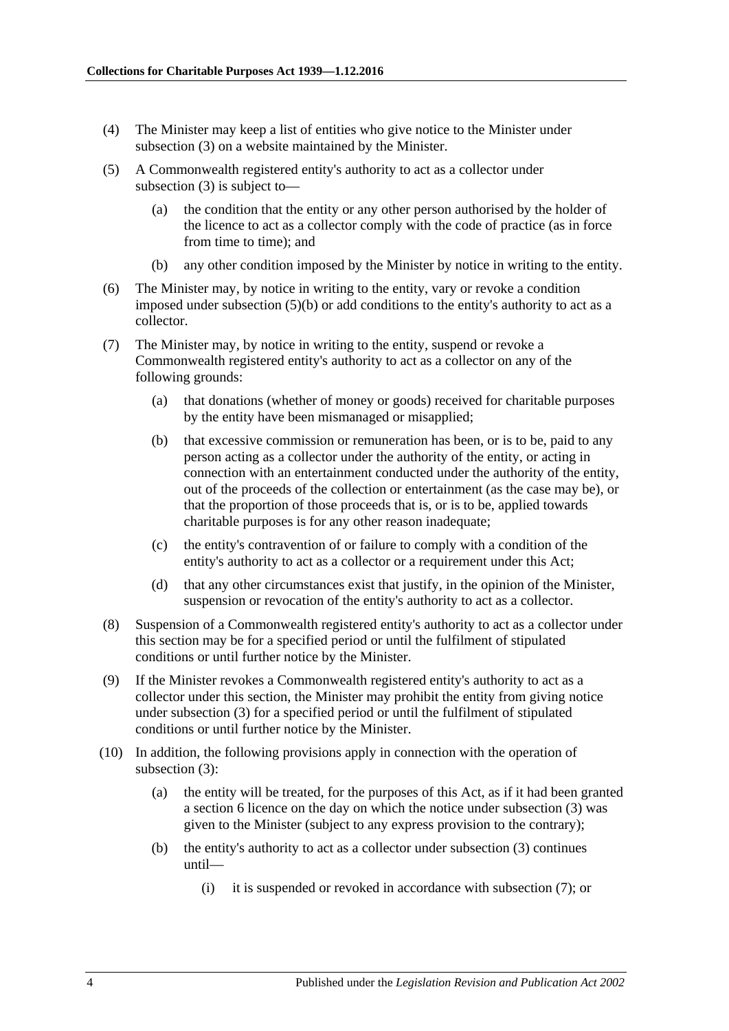(4) The Minister may keep a list of entities who give notice to the Minister under subsection (3) on a website maintained by the Minister.

(5) A Commonwealth registered entity's authority to act as a collector under subsection (3) is subject to—

   (a) the condition that the entity or any other person authorised by the holder of the licence to act as a collector comply with the code of practice (as in force from time to time); and

   (b) any other condition imposed by the Minister by notice in writing to the entity.

(6) The Minister may, by notice in writing to the entity, vary or revoke a condition imposed under subsection (5)(b) or add conditions to the entity's authority to act as a collector.

(7) The Minister may, by notice in writing to the entity, suspend or revoke a Commonwealth registered entity's authority to act as a collector on any of the following grounds:

   (a) that donations (whether of money or goods) received for charitable purposes by the entity have been mismanaged or misapplied;

   (b) that excessive commission or remuneration has been, or is to be, paid to any person acting as a collector under the authority of the entity, or acting in connection with an entertainment conducted under the authority of the entity, out of the proceeds of the collection or entertainment (as the case may be), or that the proportion of those proceeds that is, or is to be, applied towards charitable purposes is for any other reason inadequate;

   (c) the entity's contravention of or failure to comply with a condition of the entity's authority to act as a collector or a requirement under this Act;

   (d) that any other circumstances exist that justify, in the opinion of the Minister, suspension or revocation of the entity's authority to act as a collector.

(8) Suspension of a Commonwealth registered entity's authority to act as a collector under this section may be for a specified period or until the fulfilment of stipulated conditions or until further notice by the Minister.

(9) If the Minister revokes a Commonwealth registered entity's authority to act as a collector under this section, the Minister may prohibit the entity from giving notice under subsection (3) for a specified period or until the fulfilment of stipulated conditions or until further notice by the Minister.

(10) In addition, the following provisions apply in connection with the operation of subsection (3):

   (a) the entity will be treated, for the purposes of this Act, as if it had been granted a section 6 licence on the day on which the notice under subsection (3) was given to the Minister (subject to any express provision to the contrary);

   (b) the entity's authority to act as a collector under subsection (3) continues until—

      (i) it is suspended or revoked in accordance with subsection (7); or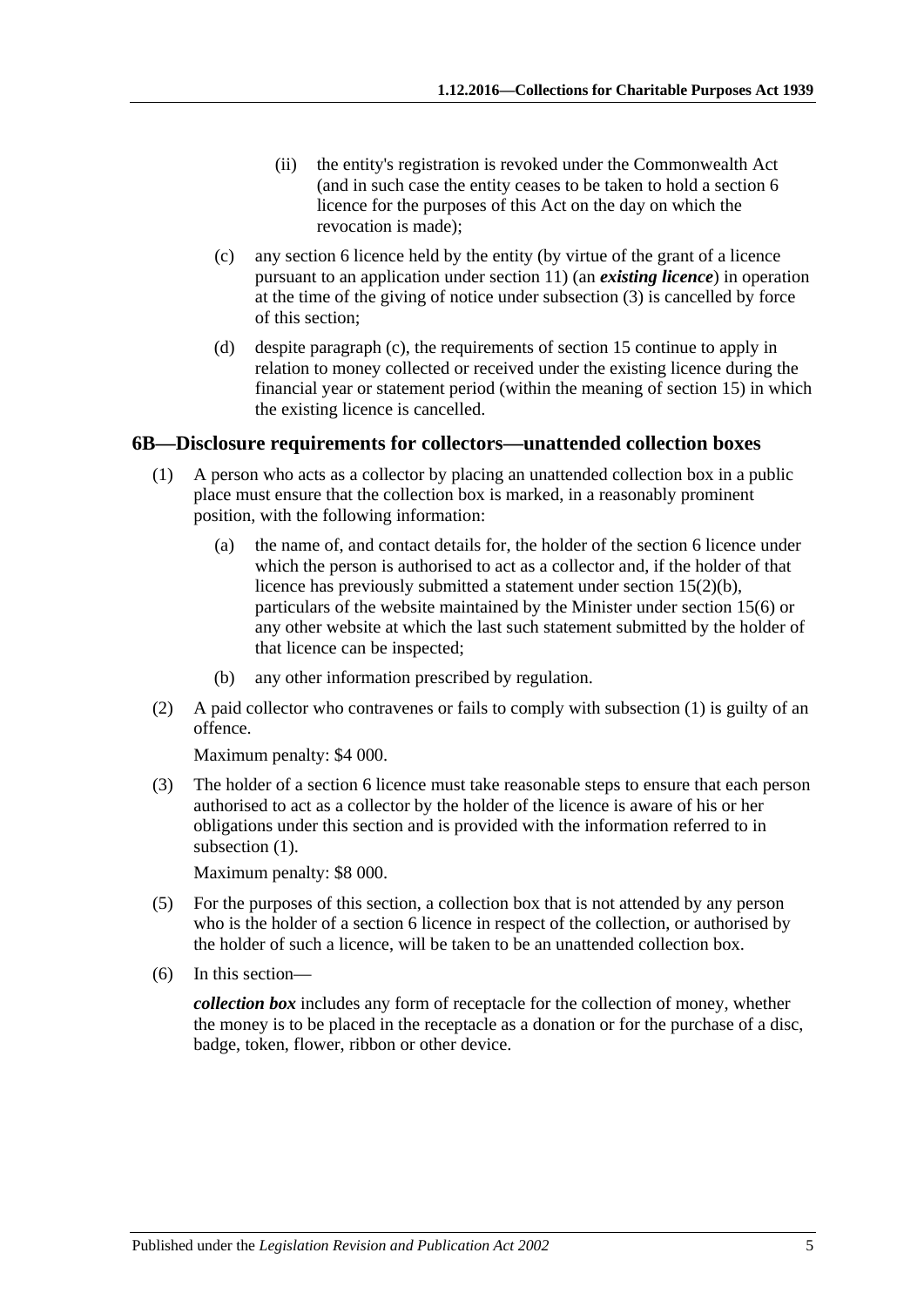(ii) the entity's registration is revoked under the Commonwealth Act (and in such case the entity ceases to be taken to hold a section 6 licence for the purposes of this Act on the day on which the revocation is made);

(c) any section 6 licence held by the entity (by virtue of the grant of a licence pursuant to an application under section 11) (an ***existing licence***) in operation at the time of the giving of notice under subsection (3) is cancelled by force of this section;

(d) despite paragraph (c), the requirements of section 15 continue to apply in relation to money collected or received under the existing licence during the financial year or statement period (within the meaning of section 15) in which the existing licence is cancelled.

## 6B—Disclosure requirements for collectors—unattended collection boxes

(1) A person who acts as a collector by placing an unattended collection box in a public place must ensure that the collection box is marked, in a reasonably prominent position, with the following information:

(a) the name of, and contact details for, the holder of the section 6 licence under which the person is authorised to act as a collector and, if the holder of that licence has previously submitted a statement under section 15(2)(b), particulars of the website maintained by the Minister under section 15(6) or any other website at which the last such statement submitted by the holder of that licence can be inspected;

(b) any other information prescribed by regulation.

(2) A paid collector who contravenes or fails to comply with subsection (1) is guilty of an offence.

Maximum penalty: $4 000.

(3) The holder of a section 6 licence must take reasonable steps to ensure that each person authorised to act as a collector by the holder of the licence is aware of his or her obligations under this section and is provided with the information referred to in subsection (1).

Maximum penalty: $8 000.

(5) For the purposes of this section, a collection box that is not attended by any person who is the holder of a section 6 licence in respect of the collection, or authorised by the holder of such a licence, will be taken to be an unattended collection box.

(6) In this section—

***collection box*** includes any form of receptacle for the collection of money, whether the money is to be placed in the receptacle as a donation or for the purchase of a disc, badge, token, flower, ribbon or other device.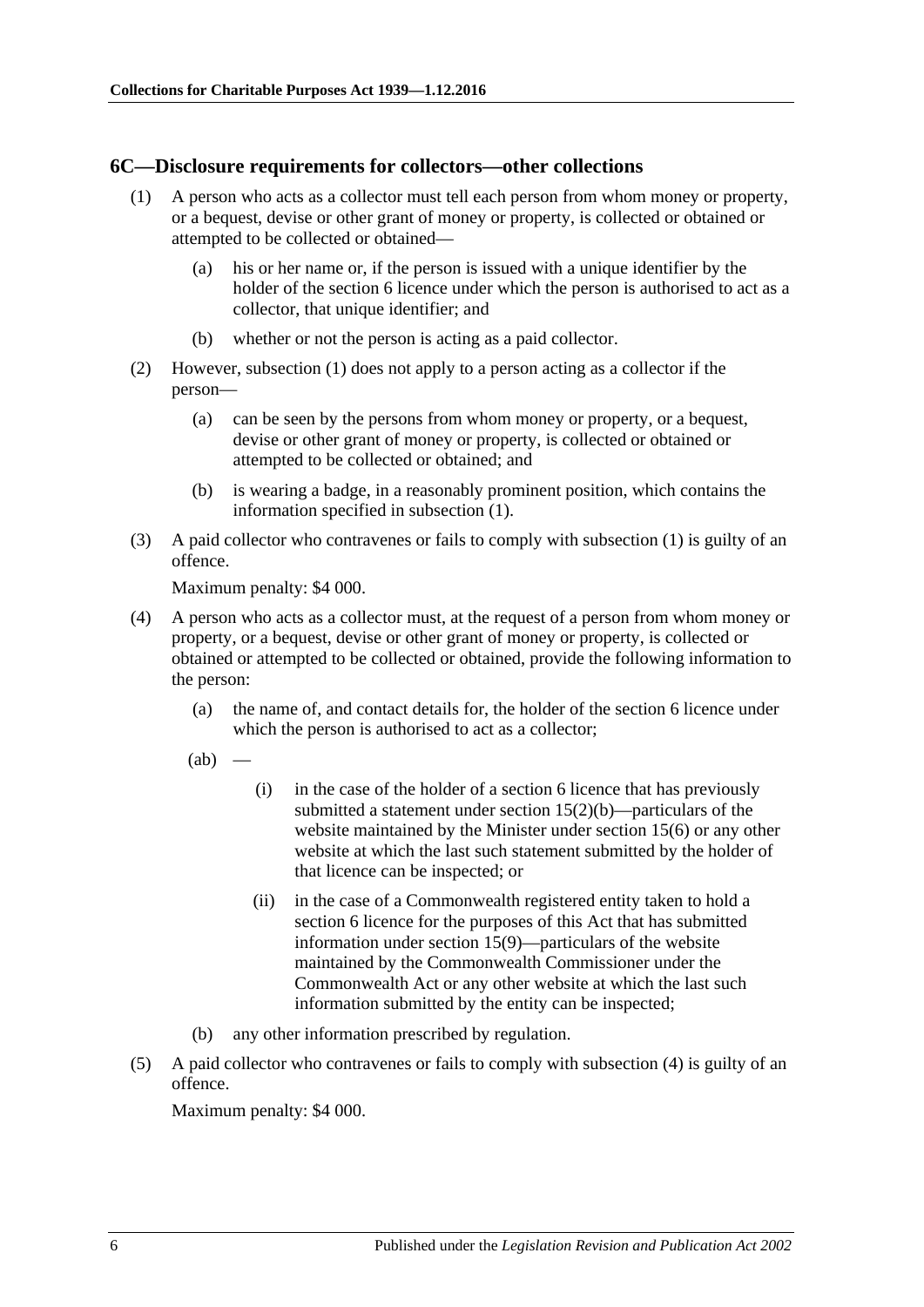## 6C—Disclosure requirements for collectors—other collections

(1) A person who acts as a collector must tell each person from whom money or property, or a bequest, devise or other grant of money or property, is collected or obtained or attempted to be collected or obtained—

  (a) his or her name or, if the person is issued with a unique identifier by the holder of the section 6 licence under which the person is authorised to act as a collector, that unique identifier; and

  (b) whether or not the person is acting as a paid collector.

(2) However, subsection (1) does not apply to a person acting as a collector if the person—

  (a) can be seen by the persons from whom money or property, or a bequest, devise or other grant of money or property, is collected or obtained or attempted to be collected or obtained; and

  (b) is wearing a badge, in a reasonably prominent position, which contains the information specified in subsection (1).

(3) A paid collector who contravenes or fails to comply with subsection (1) is guilty of an offence.

Maximum penalty: $4 000.

(4) A person who acts as a collector must, at the request of a person from whom money or property, or a bequest, devise or other grant of money or property, is collected or obtained or attempted to be collected or obtained, provide the following information to the person:

  (a) the name of, and contact details for, the holder of the section 6 licence under which the person is authorised to act as a collector;

  (ab) —

    (i) in the case of the holder of a section 6 licence that has previously submitted a statement under section 15(2)(b)—particulars of the website maintained by the Minister under section 15(6) or any other website at which the last such statement submitted by the holder of that licence can be inspected; or

    (ii) in the case of a Commonwealth registered entity taken to hold a section 6 licence for the purposes of this Act that has submitted information under section 15(9)—particulars of the website maintained by the Commonwealth Commissioner under the Commonwealth Act or any other website at which the last such information submitted by the entity can be inspected;

  (b) any other information prescribed by regulation.

(5) A paid collector who contravenes or fails to comply with subsection (4) is guilty of an offence.

Maximum penalty: $4 000.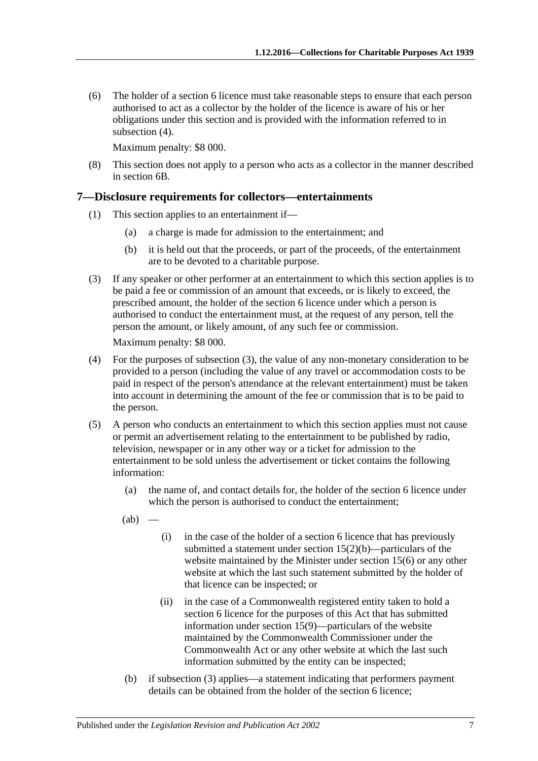(6) The holder of a section 6 licence must take reasonable steps to ensure that each person authorised to act as a collector by the holder of the licence is aware of his or her obligations under this section and is provided with the information referred to in subsection (4).

Maximum penalty: $8 000.

(8) This section does not apply to a person who acts as a collector in the manner described in section 6B.

## 7—Disclosure requirements for collectors—entertainments

(1) This section applies to an entertainment if—

(a) a charge is made for admission to the entertainment; and

(b) it is held out that the proceeds, or part of the proceeds, of the entertainment are to be devoted to a charitable purpose.

(3) If any speaker or other performer at an entertainment to which this section applies is to be paid a fee or commission of an amount that exceeds, or is likely to exceed, the prescribed amount, the holder of the section 6 licence under which a person is authorised to conduct the entertainment must, at the request of any person, tell the person the amount, or likely amount, of any such fee or commission.

Maximum penalty: $8 000.

(4) For the purposes of subsection (3), the value of any non-monetary consideration to be provided to a person (including the value of any travel or accommodation costs to be paid in respect of the person's attendance at the relevant entertainment) must be taken into account in determining the amount of the fee or commission that is to be paid to the person.

(5) A person who conducts an entertainment to which this section applies must not cause or permit an advertisement relating to the entertainment to be published by radio, television, newspaper or in any other way or a ticket for admission to the entertainment to be sold unless the advertisement or ticket contains the following information:

(a) the name of, and contact details for, the holder of the section 6 licence under which the person is authorised to conduct the entertainment;

(ab) —

(i) in the case of the holder of a section 6 licence that has previously submitted a statement under section 15(2)(b)—particulars of the website maintained by the Minister under section 15(6) or any other website at which the last such statement submitted by the holder of that licence can be inspected; or

(ii) in the case of a Commonwealth registered entity taken to hold a section 6 licence for the purposes of this Act that has submitted information under section 15(9)—particulars of the website maintained by the Commonwealth Commissioner under the Commonwealth Act or any other website at which the last such information submitted by the entity can be inspected;

(b) if subsection (3) applies—a statement indicating that performers payment details can be obtained from the holder of the section 6 licence;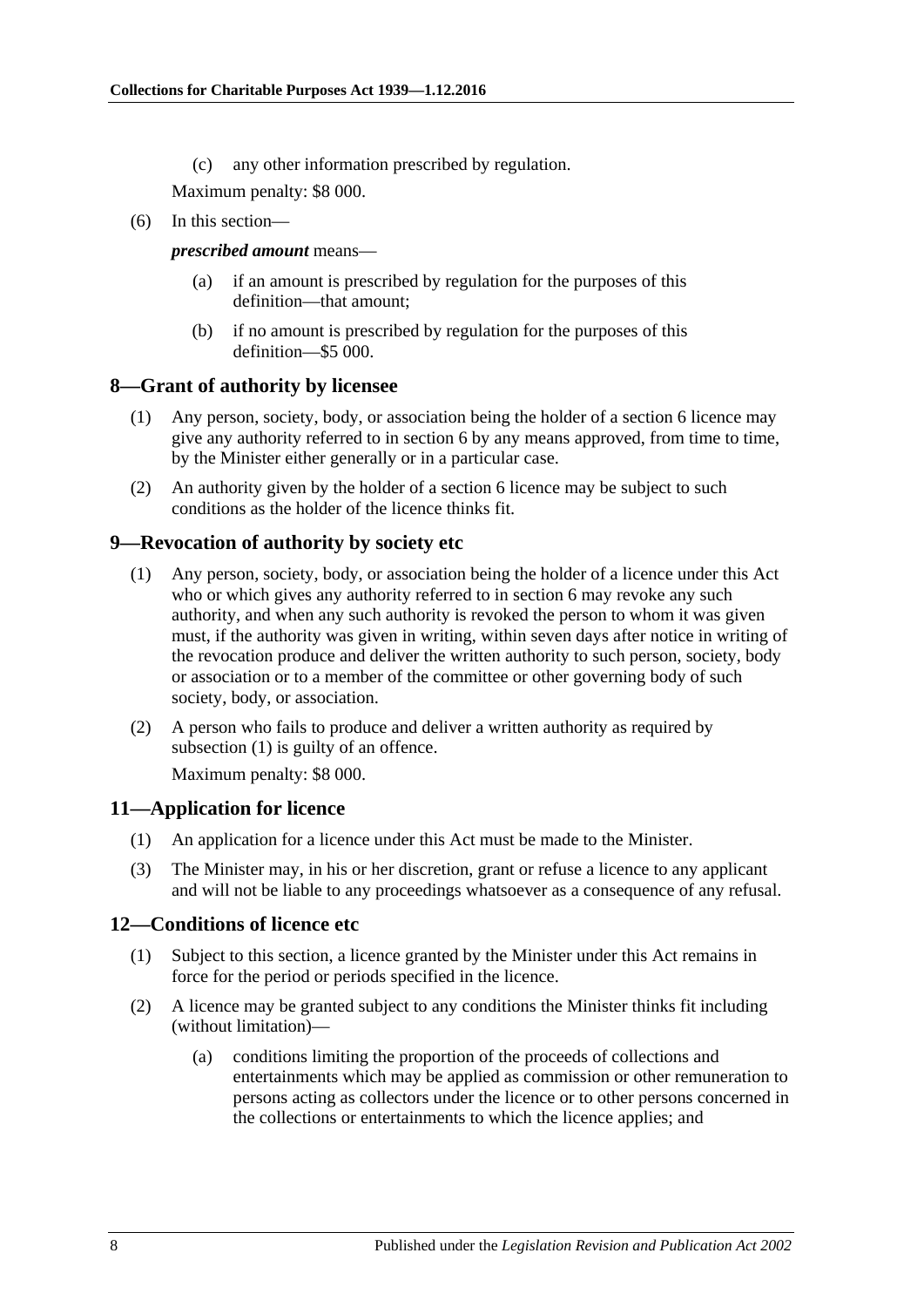(c) any other information prescribed by regulation.

Maximum penalty: $8 000.

(6) In this section—

***prescribed amount*** means—

(a) if an amount is prescribed by regulation for the purposes of this definition—that amount;

(b) if no amount is prescribed by regulation for the purposes of this definition—$5 000.

## 8—Grant of authority by licensee

(1) Any person, society, body, or association being the holder of a section 6 licence may give any authority referred to in section 6 by any means approved, from time to time, by the Minister either generally or in a particular case.

(2) An authority given by the holder of a section 6 licence may be subject to such conditions as the holder of the licence thinks fit.

## 9—Revocation of authority by society etc

(1) Any person, society, body, or association being the holder of a licence under this Act who or which gives any authority referred to in section 6 may revoke any such authority, and when any such authority is revoked the person to whom it was given must, if the authority was given in writing, within seven days after notice in writing of the revocation produce and deliver the written authority to such person, society, body or association or to a member of the committee or other governing body of such society, body, or association.

(2) A person who fails to produce and deliver a written authority as required by subsection (1) is guilty of an offence.

Maximum penalty: $8 000.

## 11—Application for licence

(1) An application for a licence under this Act must be made to the Minister.

(3) The Minister may, in his or her discretion, grant or refuse a licence to any applicant and will not be liable to any proceedings whatsoever as a consequence of any refusal.

## 12—Conditions of licence etc

(1) Subject to this section, a licence granted by the Minister under this Act remains in force for the period or periods specified in the licence.

(2) A licence may be granted subject to any conditions the Minister thinks fit including (without limitation)—

(a) conditions limiting the proportion of the proceeds of collections and entertainments which may be applied as commission or other remuneration to persons acting as collectors under the licence or to other persons concerned in the collections or entertainments to which the licence applies; and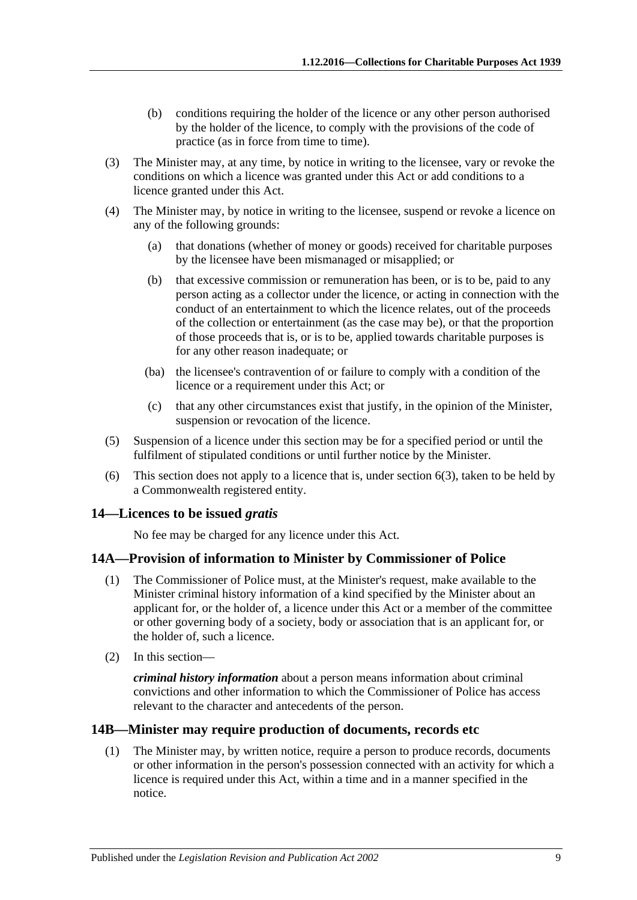(b) conditions requiring the holder of the licence or any other person authorised by the holder of the licence, to comply with the provisions of the code of practice (as in force from time to time).

(3) The Minister may, at any time, by notice in writing to the licensee, vary or revoke the conditions on which a licence was granted under this Act or add conditions to a licence granted under this Act.

(4) The Minister may, by notice in writing to the licensee, suspend or revoke a licence on any of the following grounds:

(a) that donations (whether of money or goods) received for charitable purposes by the licensee have been mismanaged or misapplied; or

(b) that excessive commission or remuneration has been, or is to be, paid to any person acting as a collector under the licence, or acting in connection with the conduct of an entertainment to which the licence relates, out of the proceeds of the collection or entertainment (as the case may be), or that the proportion of those proceeds that is, or is to be, applied towards charitable purposes is for any other reason inadequate; or

(ba) the licensee's contravention of or failure to comply with a condition of the licence or a requirement under this Act; or

(c) that any other circumstances exist that justify, in the opinion of the Minister, suspension or revocation of the licence.

(5) Suspension of a licence under this section may be for a specified period or until the fulfilment of stipulated conditions or until further notice by the Minister.

(6) This section does not apply to a licence that is, under section 6(3), taken to be held by a Commonwealth registered entity.

## 14—Licences to be issued *gratis*

No fee may be charged for any licence under this Act.

## 14A—Provision of information to Minister by Commissioner of Police

(1) The Commissioner of Police must, at the Minister's request, make available to the Minister criminal history information of a kind specified by the Minister about an applicant for, or the holder of, a licence under this Act or a member of the committee or other governing body of a society, body or association that is an applicant for, or the holder of, such a licence.

(2) In this section—

***criminal history information*** about a person means information about criminal convictions and other information to which the Commissioner of Police has access relevant to the character and antecedents of the person.

## 14B—Minister may require production of documents, records etc

(1) The Minister may, by written notice, require a person to produce records, documents or other information in the person's possession connected with an activity for which a licence is required under this Act, within a time and in a manner specified in the notice.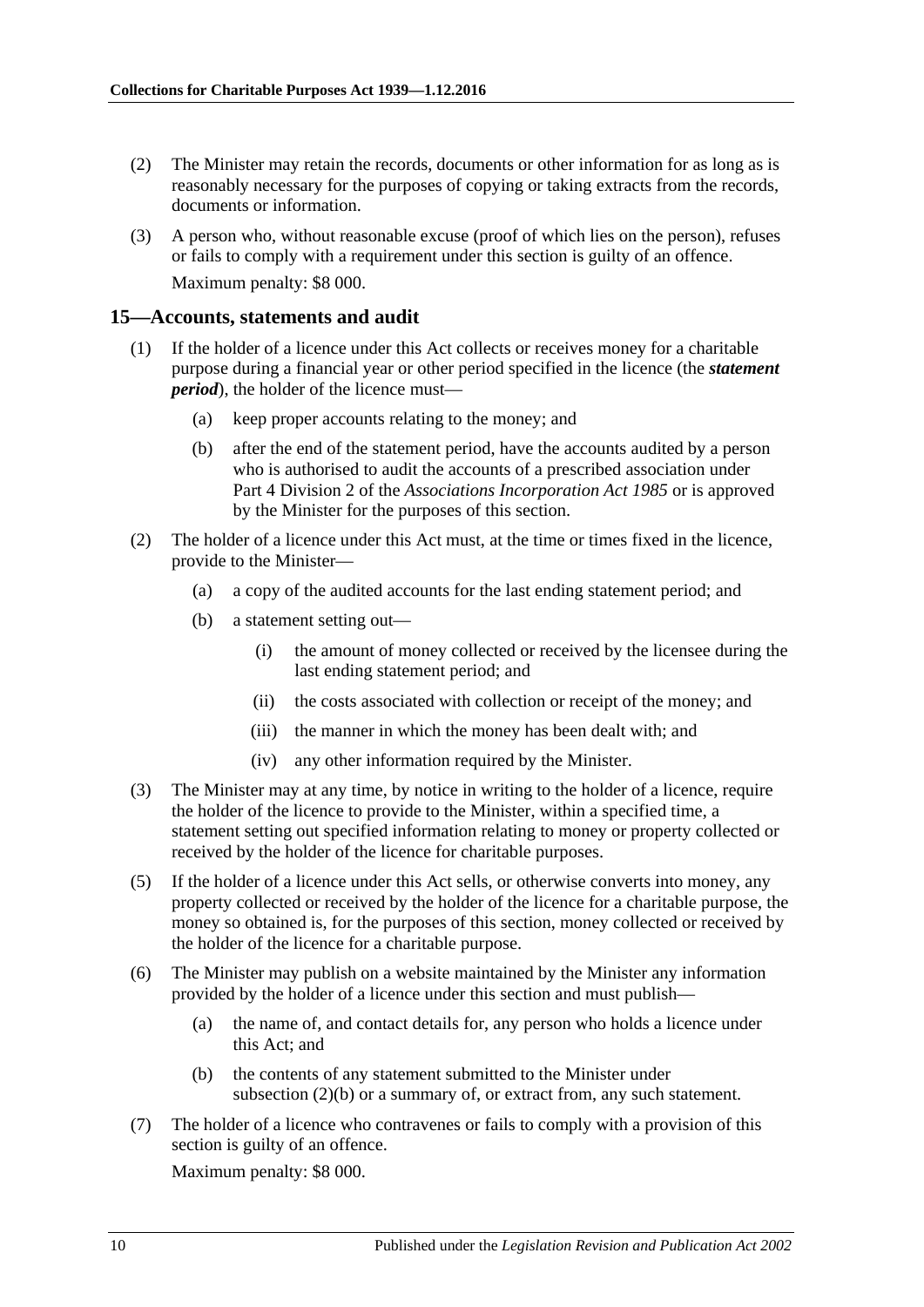(2) The Minister may retain the records, documents or other information for as long as is reasonably necessary for the purposes of copying or taking extracts from the records, documents or information.

(3) A person who, without reasonable excuse (proof of which lies on the person), refuses or fails to comply with a requirement under this section is guilty of an offence.

Maximum penalty: $8 000.

## 15—Accounts, statements and audit

(1) If the holder of a licence under this Act collects or receives money for a charitable purpose during a financial year or other period specified in the licence (the ***statement period***), the holder of the licence must—

(a) keep proper accounts relating to the money; and

(b) after the end of the statement period, have the accounts audited by a person who is authorised to audit the accounts of a prescribed association under Part 4 Division 2 of the *Associations Incorporation Act 1985* or is approved by the Minister for the purposes of this section.

(2) The holder of a licence under this Act must, at the time or times fixed in the licence, provide to the Minister—

(a) a copy of the audited accounts for the last ending statement period; and

(b) a statement setting out—

(i) the amount of money collected or received by the licensee during the last ending statement period; and

(ii) the costs associated with collection or receipt of the money; and

(iii) the manner in which the money has been dealt with; and

(iv) any other information required by the Minister.

(3) The Minister may at any time, by notice in writing to the holder of a licence, require the holder of the licence to provide to the Minister, within a specified time, a statement setting out specified information relating to money or property collected or received by the holder of the licence for charitable purposes.

(5) If the holder of a licence under this Act sells, or otherwise converts into money, any property collected or received by the holder of the licence for a charitable purpose, the money so obtained is, for the purposes of this section, money collected or received by the holder of the licence for a charitable purpose.

(6) The Minister may publish on a website maintained by the Minister any information provided by the holder of a licence under this section and must publish—

(a) the name of, and contact details for, any person who holds a licence under this Act; and

(b) the contents of any statement submitted to the Minister under subsection (2)(b) or a summary of, or extract from, any such statement.

(7) The holder of a licence who contravenes or fails to comply with a provision of this section is guilty of an offence.

Maximum penalty: $8 000.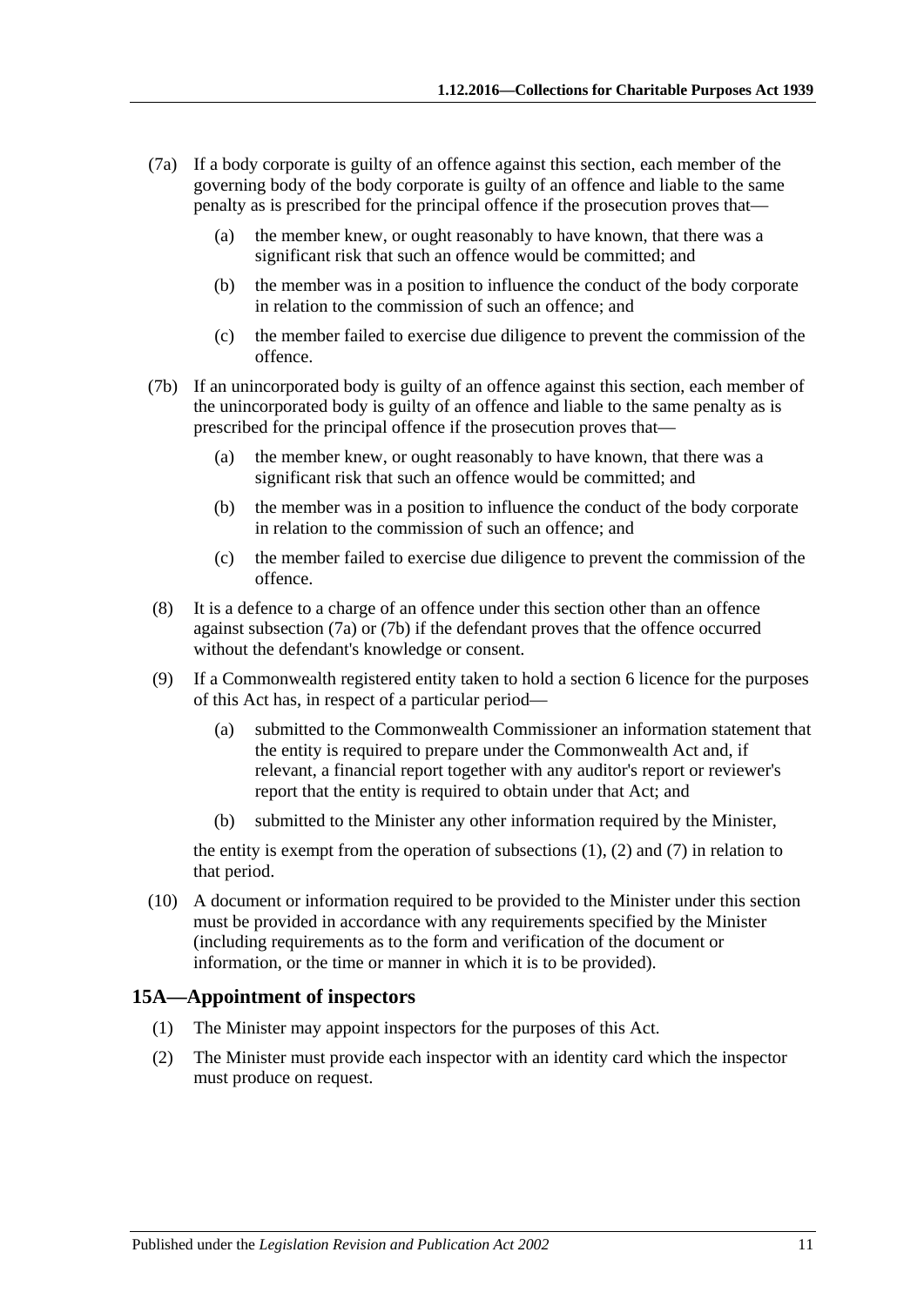(7a) If a body corporate is guilty of an offence against this section, each member of the governing body of the body corporate is guilty of an offence and liable to the same penalty as is prescribed for the principal offence if the prosecution proves that—

(a) the member knew, or ought reasonably to have known, that there was a significant risk that such an offence would be committed; and

(b) the member was in a position to influence the conduct of the body corporate in relation to the commission of such an offence; and

(c) the member failed to exercise due diligence to prevent the commission of the offence.

(7b) If an unincorporated body is guilty of an offence against this section, each member of the unincorporated body is guilty of an offence and liable to the same penalty as is prescribed for the principal offence if the prosecution proves that—

(a) the member knew, or ought reasonably to have known, that there was a significant risk that such an offence would be committed; and

(b) the member was in a position to influence the conduct of the body corporate in relation to the commission of such an offence; and

(c) the member failed to exercise due diligence to prevent the commission of the offence.

(8) It is a defence to a charge of an offence under this section other than an offence against subsection (7a) or (7b) if the defendant proves that the offence occurred without the defendant's knowledge or consent.

(9) If a Commonwealth registered entity taken to hold a section 6 licence for the purposes of this Act has, in respect of a particular period—

(a) submitted to the Commonwealth Commissioner an information statement that the entity is required to prepare under the Commonwealth Act and, if relevant, a financial report together with any auditor's report or reviewer's report that the entity is required to obtain under that Act; and

(b) submitted to the Minister any other information required by the Minister,

the entity is exempt from the operation of subsections (1), (2) and (7) in relation to that period.

(10) A document or information required to be provided to the Minister under this section must be provided in accordance with any requirements specified by the Minister (including requirements as to the form and verification of the document or information, or the time or manner in which it is to be provided).

## 15A—Appointment of inspectors

(1) The Minister may appoint inspectors for the purposes of this Act.

(2) The Minister must provide each inspector with an identity card which the inspector must produce on request.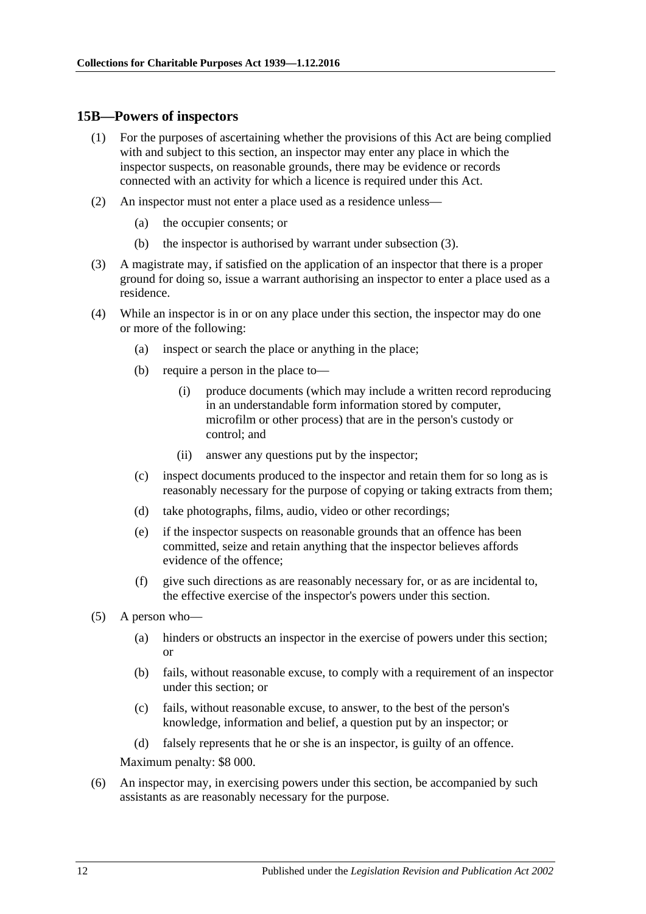## 15B—Powers of inspectors

(1) For the purposes of ascertaining whether the provisions of this Act are being complied with and subject to this section, an inspector may enter any place in which the inspector suspects, on reasonable grounds, there may be evidence or records connected with an activity for which a licence is required under this Act.

(2) An inspector must not enter a place used as a residence unless—

- (a) the occupier consents; or
- (b) the inspector is authorised by warrant under subsection (3).

(3) A magistrate may, if satisfied on the application of an inspector that there is a proper ground for doing so, issue a warrant authorising an inspector to enter a place used as a residence.

(4) While an inspector is in or on any place under this section, the inspector may do one or more of the following:

- (a) inspect or search the place or anything in the place;
- (b) require a person in the place to—
  - (i) produce documents (which may include a written record reproducing in an understandable form information stored by computer, microfilm or other process) that are in the person's custody or control; and
  - (ii) answer any questions put by the inspector;
- (c) inspect documents produced to the inspector and retain them for so long as is reasonably necessary for the purpose of copying or taking extracts from them;
- (d) take photographs, films, audio, video or other recordings;
- (e) if the inspector suspects on reasonable grounds that an offence has been committed, seize and retain anything that the inspector believes affords evidence of the offence;
- (f) give such directions as are reasonably necessary for, or as are incidental to, the effective exercise of the inspector's powers under this section.

(5) A person who—

- (a) hinders or obstructs an inspector in the exercise of powers under this section; or
- (b) fails, without reasonable excuse, to comply with a requirement of an inspector under this section; or
- (c) fails, without reasonable excuse, to answer, to the best of the person's knowledge, information and belief, a question put by an inspector; or
- (d) falsely represents that he or she is an inspector, is guilty of an offence.

Maximum penalty: $8 000.

(6) An inspector may, in exercising powers under this section, be accompanied by such assistants as are reasonably necessary for the purpose.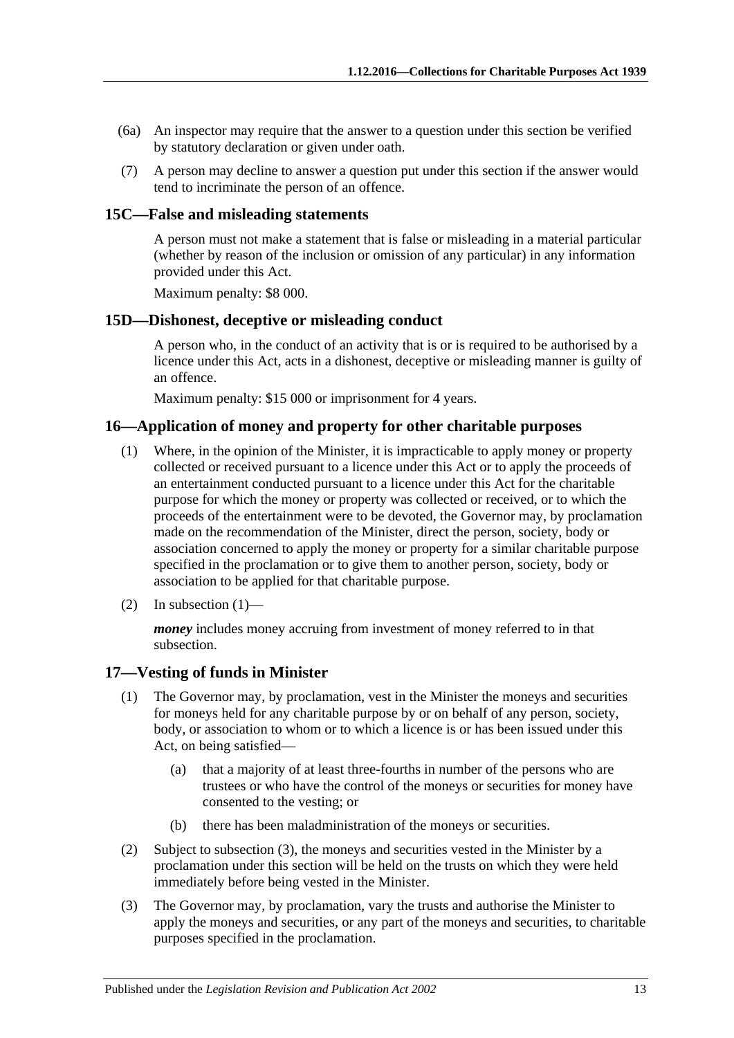(6a) An inspector may require that the answer to a question under this section be verified by statutory declaration or given under oath.

(7) A person may decline to answer a question put under this section if the answer would tend to incriminate the person of an offence.

## 15C—False and misleading statements

A person must not make a statement that is false or misleading in a material particular (whether by reason of the inclusion or omission of any particular) in any information provided under this Act.

Maximum penalty: $8 000.

## 15D—Dishonest, deceptive or misleading conduct

A person who, in the conduct of an activity that is or is required to be authorised by a licence under this Act, acts in a dishonest, deceptive or misleading manner is guilty of an offence.

Maximum penalty: $15 000 or imprisonment for 4 years.

## 16—Application of money and property for other charitable purposes

(1) Where, in the opinion of the Minister, it is impracticable to apply money or property collected or received pursuant to a licence under this Act or to apply the proceeds of an entertainment conducted pursuant to a licence under this Act for the charitable purpose for which the money or property was collected or received, or to which the proceeds of the entertainment were to be devoted, the Governor may, by proclamation made on the recommendation of the Minister, direct the person, society, body or association concerned to apply the money or property for a similar charitable purpose specified in the proclamation or to give them to another person, society, body or association to be applied for that charitable purpose.

(2) In subsection (1)—

***money*** includes money accruing from investment of money referred to in that subsection.

## 17—Vesting of funds in Minister

(1) The Governor may, by proclamation, vest in the Minister the moneys and securities for moneys held for any charitable purpose by or on behalf of any person, society, body, or association to whom or to which a licence is or has been issued under this Act, on being satisfied—

  (a) that a majority of at least three-fourths in number of the persons who are trustees or who have the control of the moneys or securities for money have consented to the vesting; or

  (b) there has been maladministration of the moneys or securities.

(2) Subject to subsection (3), the moneys and securities vested in the Minister by a proclamation under this section will be held on the trusts on which they were held immediately before being vested in the Minister.

(3) The Governor may, by proclamation, vary the trusts and authorise the Minister to apply the moneys and securities, or any part of the moneys and securities, to charitable purposes specified in the proclamation.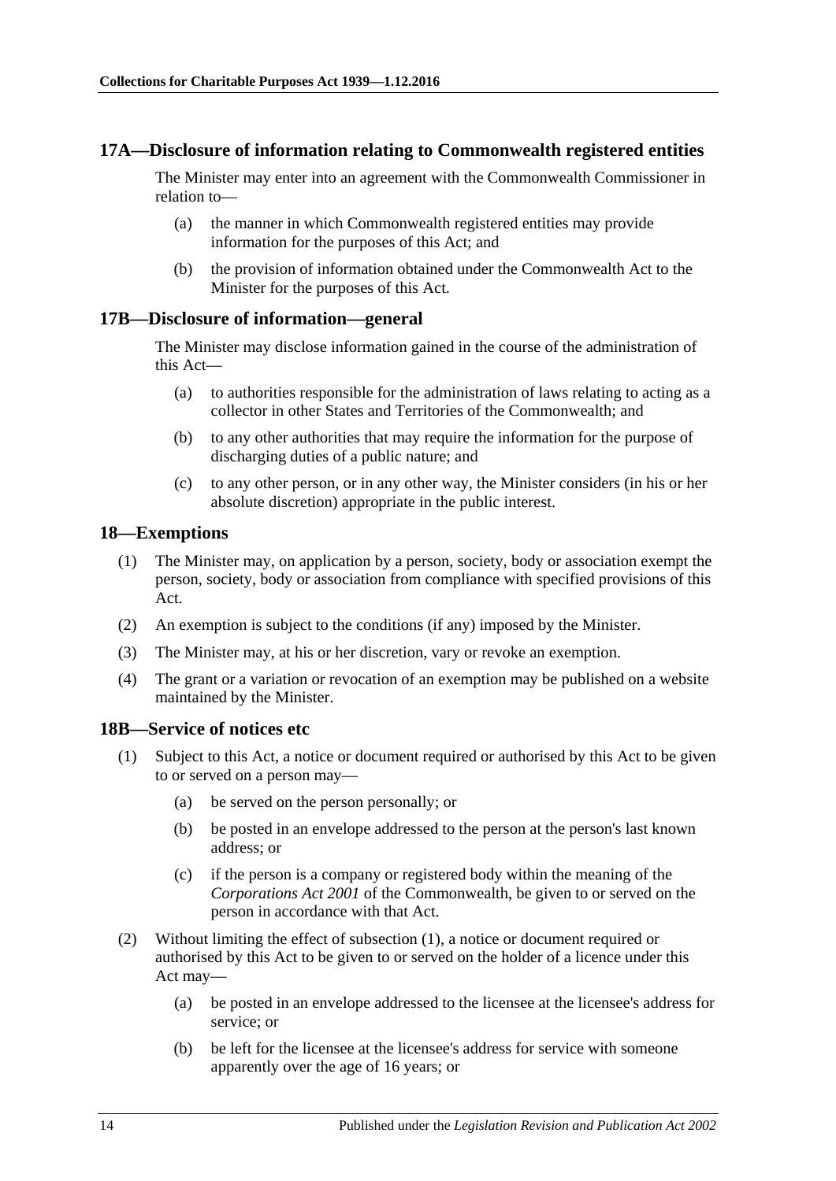## 17A—Disclosure of information relating to Commonwealth registered entities

The Minister may enter into an agreement with the Commonwealth Commissioner in relation to—

(a) the manner in which Commonwealth registered entities may provide information for the purposes of this Act; and

(b) the provision of information obtained under the Commonwealth Act to the Minister for the purposes of this Act.

## 17B—Disclosure of information—general

The Minister may disclose information gained in the course of the administration of this Act—

(a) to authorities responsible for the administration of laws relating to acting as a collector in other States and Territories of the Commonwealth; and

(b) to any other authorities that may require the information for the purpose of discharging duties of a public nature; and

(c) to any other person, or in any other way, the Minister considers (in his or her absolute discretion) appropriate in the public interest.

## 18—Exemptions

(1) The Minister may, on application by a person, society, body or association exempt the person, society, body or association from compliance with specified provisions of this Act.

(2) An exemption is subject to the conditions (if any) imposed by the Minister.

(3) The Minister may, at his or her discretion, vary or revoke an exemption.

(4) The grant or a variation or revocation of an exemption may be published on a website maintained by the Minister.

## 18B—Service of notices etc

(1) Subject to this Act, a notice or document required or authorised by this Act to be given to or served on a person may—

(a) be served on the person personally; or

(b) be posted in an envelope addressed to the person at the person's last known address; or

(c) if the person is a company or registered body within the meaning of the *Corporations Act 2001* of the Commonwealth, be given to or served on the person in accordance with that Act.

(2) Without limiting the effect of subsection (1), a notice or document required or authorised by this Act to be given to or served on the holder of a licence under this Act may—

(a) be posted in an envelope addressed to the licensee at the licensee's address for service; or

(b) be left for the licensee at the licensee's address for service with someone apparently over the age of 16 years; or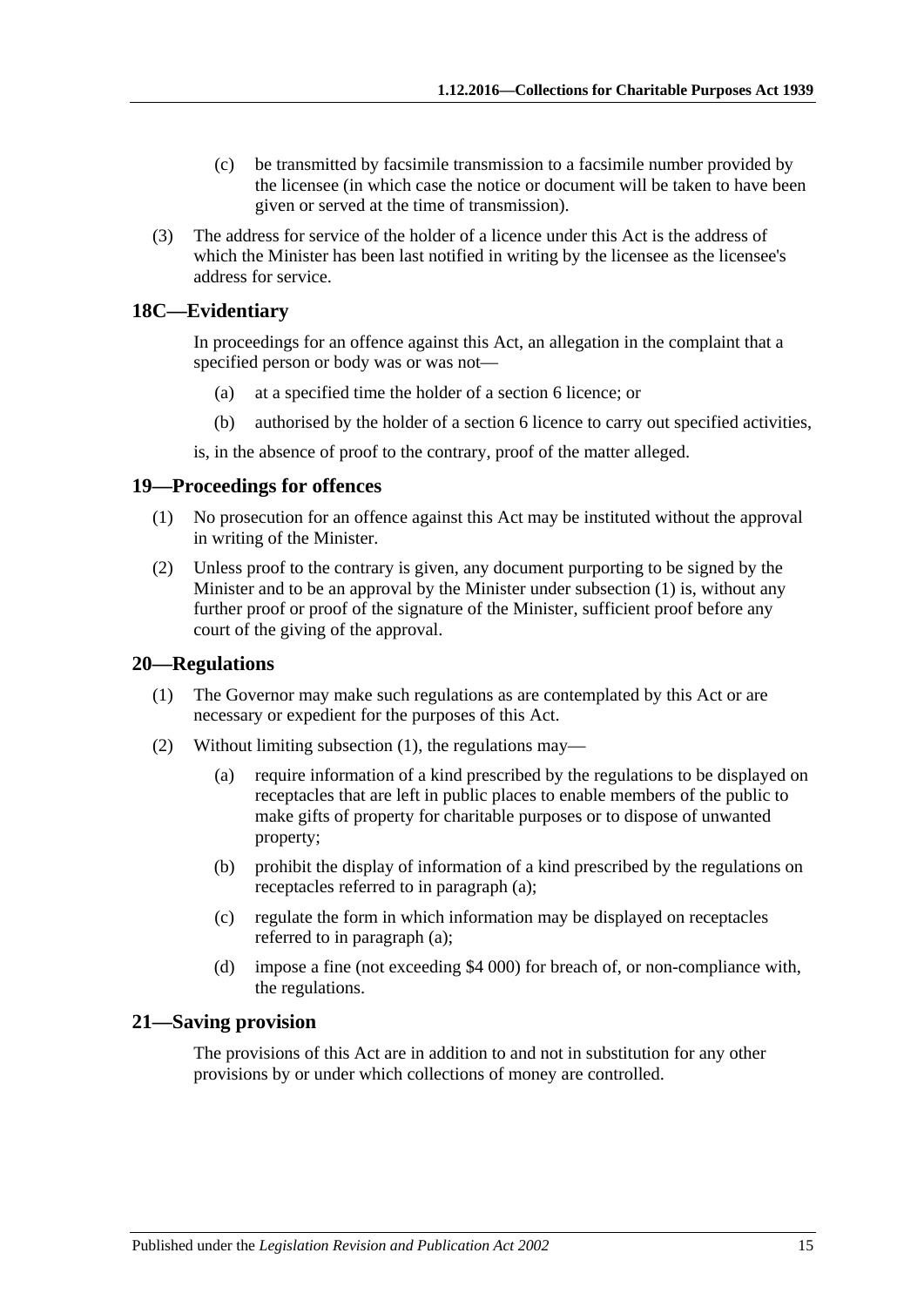(c) be transmitted by facsimile transmission to a facsimile number provided by the licensee (in which case the notice or document will be taken to have been given or served at the time of transmission).

(3) The address for service of the holder of a licence under this Act is the address of which the Minister has been last notified in writing by the licensee as the licensee's address for service.

## 18C—Evidentiary

In proceedings for an offence against this Act, an allegation in the complaint that a specified person or body was or was not—

(a) at a specified time the holder of a section 6 licence; or

(b) authorised by the holder of a section 6 licence to carry out specified activities,

is, in the absence of proof to the contrary, proof of the matter alleged.

## 19—Proceedings for offences

(1) No prosecution for an offence against this Act may be instituted without the approval in writing of the Minister.

(2) Unless proof to the contrary is given, any document purporting to be signed by the Minister and to be an approval by the Minister under subsection (1) is, without any further proof or proof of the signature of the Minister, sufficient proof before any court of the giving of the approval.

## 20—Regulations

(1) The Governor may make such regulations as are contemplated by this Act or are necessary or expedient for the purposes of this Act.

(2) Without limiting subsection (1), the regulations may—

(a) require information of a kind prescribed by the regulations to be displayed on receptacles that are left in public places to enable members of the public to make gifts of property for charitable purposes or to dispose of unwanted property;

(b) prohibit the display of information of a kind prescribed by the regulations on receptacles referred to in paragraph (a);

(c) regulate the form in which information may be displayed on receptacles referred to in paragraph (a);

(d) impose a fine (not exceeding $4 000) for breach of, or non-compliance with, the regulations.

## 21—Saving provision

The provisions of this Act are in addition to and not in substitution for any other provisions by or under which collections of money are controlled.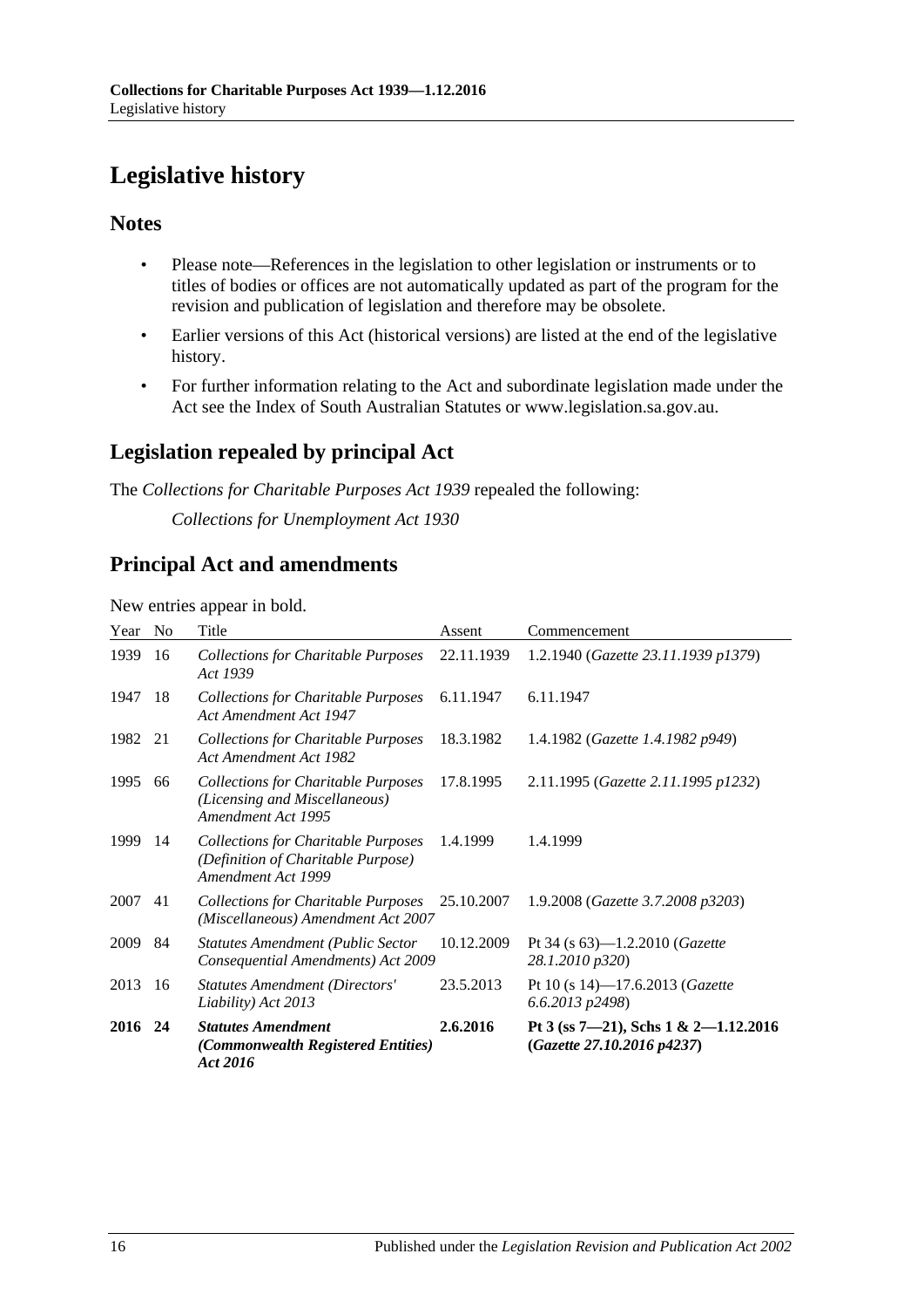# Legislative history

## Notes

- Please note—References in the legislation to other legislation or instruments or to titles of bodies or offices are not automatically updated as part of the program for the revision and publication of legislation and therefore may be obsolete.
- Earlier versions of this Act (historical versions) are listed at the end of the legislative history.
- For further information relating to the Act and subordinate legislation made under the Act see the Index of South Australian Statutes or www.legislation.sa.gov.au.

## Legislation repealed by principal Act

The *Collections for Charitable Purposes Act 1939* repealed the following:

*Collections for Unemployment Act 1930*

## Principal Act and amendments

New entries appear in bold.

| Year | No | Title | Assent | Commencement |
|---|---|---|---|---|
| 1939 | 16 | *Collections for Charitable Purposes Act 1939* | 22.11.1939 | 1.2.1940 (*Gazette 23.11.1939 p1379*) |
| 1947 | 18 | *Collections for Charitable Purposes Act Amendment Act 1947* | 6.11.1947 | 6.11.1947 |
| 1982 | 21 | *Collections for Charitable Purposes Act Amendment Act 1982* | 18.3.1982 | 1.4.1982 (*Gazette 1.4.1982 p949*) |
| 1995 | 66 | *Collections for Charitable Purposes (Licensing and Miscellaneous) Amendment Act 1995* | 17.8.1995 | 2.11.1995 (*Gazette 2.11.1995 p1232*) |
| 1999 | 14 | *Collections for Charitable Purposes (Definition of Charitable Purpose) Amendment Act 1999* | 1.4.1999 | 1.4.1999 |
| 2007 | 41 | *Collections for Charitable Purposes (Miscellaneous) Amendment Act 2007* | 25.10.2007 | 1.9.2008 (*Gazette 3.7.2008 p3203*) |
| 2009 | 84 | *Statutes Amendment (Public Sector Consequential Amendments) Act 2009* | 10.12.2009 | Pt 34 (s 63)—1.2.2010 (*Gazette 28.1.2010 p320*) |
| 2013 | 16 | *Statutes Amendment (Directors' Liability) Act 2013* | 23.5.2013 | Pt 10 (s 14)—17.6.2013 (*Gazette 6.6.2013 p2498*) |
| **2016** | **24** | ***Statutes Amendment (Commonwealth Registered Entities) Act 2016*** | **2.6.2016** | **Pt 3 (ss 7—21), Schs 1 & 2—1.12.2016 (*Gazette 27.10.2016 p4237*)** |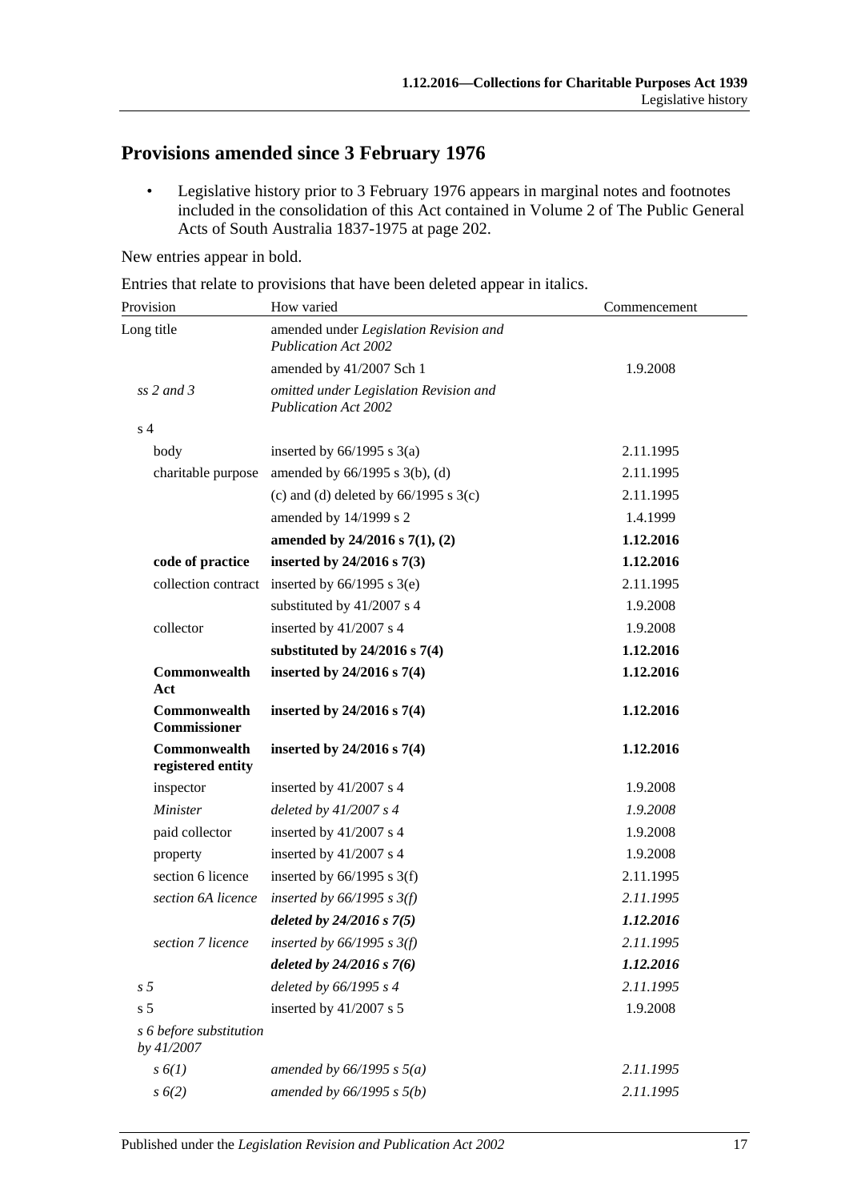## Provisions amended since 3 February 1976

- Legislative history prior to 3 February 1976 appears in marginal notes and footnotes included in the consolidation of this Act contained in Volume 2 of The Public General Acts of South Australia 1837-1975 at page 202.

New entries appear in bold.

Entries that relate to provisions that have been deleted appear in italics.

| Provision | | How varied | Commencement |
|---|---|---|---|
| Long title | | amended under *Legislation Revision and Publication Act 2002* | |
| | | amended by 41/2007 Sch 1 | 1.9.2008 |
| *ss 2 and 3* | | *omitted under Legislation Revision and Publication Act 2002* | |
| s 4 | | | |
| | body | inserted by 66/1995 s 3(a) | 2.11.1995 |
| | charitable purpose | amended by 66/1995 s 3(b), (d) | 2.11.1995 |
| | | (c) and (d) deleted by 66/1995 s 3(c) | 2.11.1995 |
| | | amended by 14/1999 s 2 | 1.4.1999 |
| | | **amended by 24/2016 s 7(1), (2)** | **1.12.2016** |
| | **code of practice** | **inserted by 24/2016 s 7(3)** | **1.12.2016** |
| | collection contract | inserted by 66/1995 s 3(e) | 2.11.1995 |
| | | substituted by 41/2007 s 4 | 1.9.2008 |
| | collector | inserted by 41/2007 s 4 | 1.9.2008 |
| | | **substituted by 24/2016 s 7(4)** | **1.12.2016** |
| | **Commonwealth Act** | **inserted by 24/2016 s 7(4)** | **1.12.2016** |
| | **Commonwealth Commissioner** | **inserted by 24/2016 s 7(4)** | **1.12.2016** |
| | **Commonwealth registered entity** | **inserted by 24/2016 s 7(4)** | **1.12.2016** |
| | inspector | inserted by 41/2007 s 4 | 1.9.2008 |
| | *Minister* | *deleted by 41/2007 s 4* | *1.9.2008* |
| | paid collector | inserted by 41/2007 s 4 | 1.9.2008 |
| | property | inserted by 41/2007 s 4 | 1.9.2008 |
| | section 6 licence | inserted by 66/1995 s 3(f) | 2.11.1995 |
| | *section 6A licence* | *inserted by 66/1995 s 3(f)* | *2.11.1995* |
| | | ***deleted by 24/2016 s 7(5)*** | ***1.12.2016*** |
| | *section 7 licence* | *inserted by 66/1995 s 3(f)* | *2.11.1995* |
| | | ***deleted by 24/2016 s 7(6)*** | ***1.12.2016*** |
| *s 5* | | *deleted by 66/1995 s 4* | *2.11.1995* |
| s 5 | | inserted by 41/2007 s 5 | 1.9.2008 |
| *s 6 before substitution by 41/2007* | | | |
| | *s 6(1)* | *amended by 66/1995 s 5(a)* | *2.11.1995* |
| | *s 6(2)* | *amended by 66/1995 s 5(b)* | *2.11.1995* |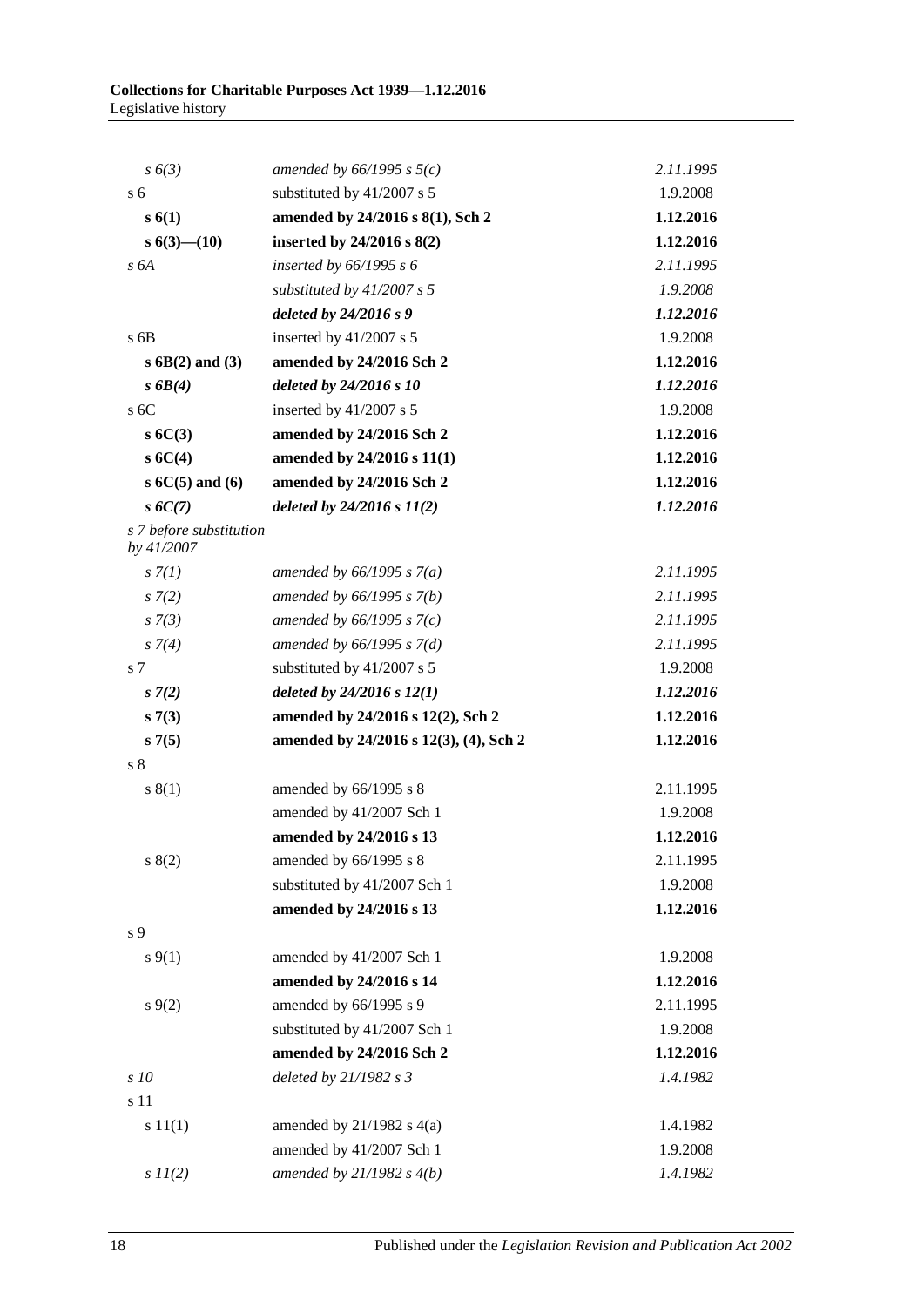| | | |
|---|---|---|
| *s 6(3)* | *amended by 66/1995 s 5(c)* | *2.11.1995* |
| s 6 | substituted by 41/2007 s 5 | 1.9.2008 |
| **s 6(1)** | **amended by 24/2016 s 8(1), Sch 2** | **1.12.2016** |
| **s 6(3)—(10)** | **inserted by 24/2016 s 8(2)** | **1.12.2016** |
| *s 6A* | *inserted by 66/1995 s 6* | *2.11.1995* |
| | *substituted by 41/2007 s 5* | *1.9.2008* |
| | ***deleted by 24/2016 s 9*** | ***1.12.2016*** |
| s 6B | inserted by 41/2007 s 5 | 1.9.2008 |
| **s 6B(2) and (3)** | **amended by 24/2016 Sch 2** | **1.12.2016** |
| ***s 6B(4)*** | ***deleted by 24/2016 s 10*** | ***1.12.2016*** |
| s 6C | inserted by 41/2007 s 5 | 1.9.2008 |
| **s 6C(3)** | **amended by 24/2016 Sch 2** | **1.12.2016** |
| **s 6C(4)** | **amended by 24/2016 s 11(1)** | **1.12.2016** |
| **s 6C(5) and (6)** | **amended by 24/2016 Sch 2** | **1.12.2016** |
| ***s 6C(7)*** | ***deleted by 24/2016 s 11(2)*** | ***1.12.2016*** |
| *s 7 before substitution by 41/2007* | | |
| *s 7(1)* | *amended by 66/1995 s 7(a)* | *2.11.1995* |
| *s 7(2)* | *amended by 66/1995 s 7(b)* | *2.11.1995* |
| *s 7(3)* | *amended by 66/1995 s 7(c)* | *2.11.1995* |
| *s 7(4)* | *amended by 66/1995 s 7(d)* | *2.11.1995* |
| s 7 | substituted by 41/2007 s 5 | 1.9.2008 |
| ***s 7(2)*** | ***deleted by 24/2016 s 12(1)*** | ***1.12.2016*** |
| **s 7(3)** | **amended by 24/2016 s 12(2), Sch 2** | **1.12.2016** |
| **s 7(5)** | **amended by 24/2016 s 12(3), (4), Sch 2** | **1.12.2016** |
| s 8 | | |
| s 8(1) | amended by 66/1995 s 8 | 2.11.1995 |
| | amended by 41/2007 Sch 1 | 1.9.2008 |
| | **amended by 24/2016 s 13** | **1.12.2016** |
| s 8(2) | amended by 66/1995 s 8 | 2.11.1995 |
| | substituted by 41/2007 Sch 1 | 1.9.2008 |
| | **amended by 24/2016 s 13** | **1.12.2016** |
| s 9 | | |
| s 9(1) | amended by 41/2007 Sch 1 | 1.9.2008 |
| | **amended by 24/2016 s 14** | **1.12.2016** |
| s 9(2) | amended by 66/1995 s 9 | 2.11.1995 |
| | substituted by 41/2007 Sch 1 | 1.9.2008 |
| | **amended by 24/2016 Sch 2** | **1.12.2016** |
| *s 10* | *deleted by 21/1982 s 3* | *1.4.1982* |
| s 11 | | |
| s 11(1) | amended by 21/1982 s 4(a) | 1.4.1982 |
| | amended by 41/2007 Sch 1 | 1.9.2008 |
| *s 11(2)* | *amended by 21/1982 s 4(b)* | *1.4.1982* |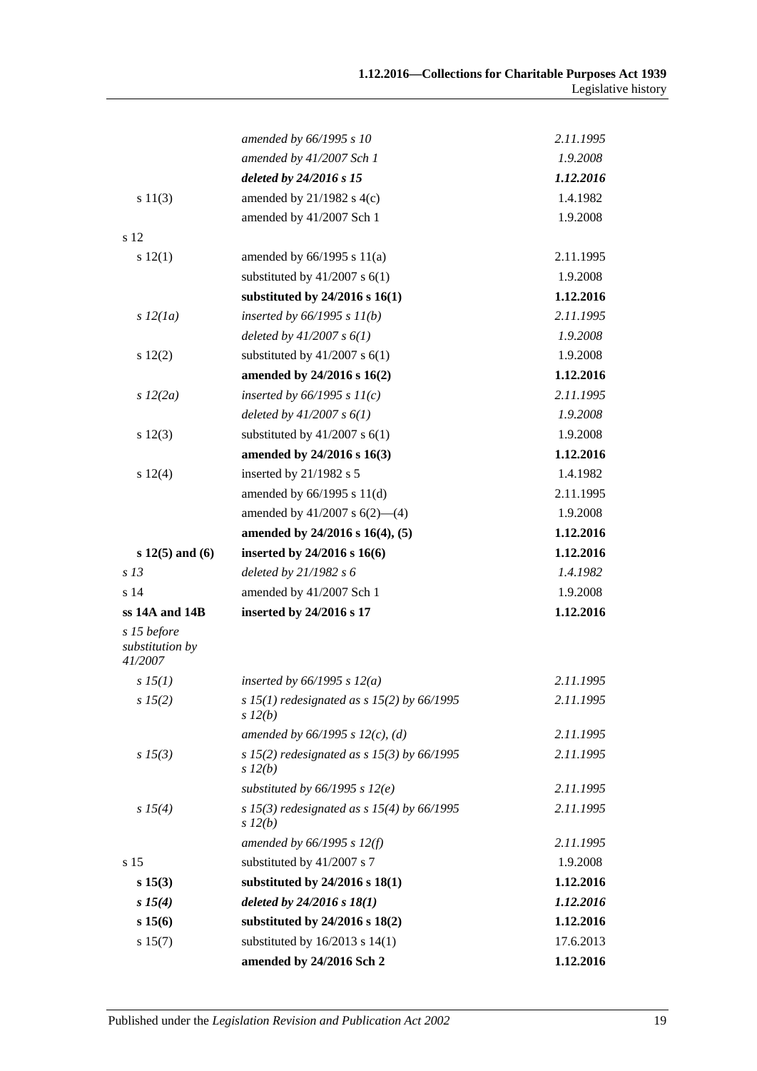| | | |
|---|---|---|
| | *amended by 66/1995 s 10* | *2.11.1995* |
| | *amended by 41/2007 Sch 1* | *1.9.2008* |
| | ***deleted by 24/2016 s 15*** | ***1.12.2016*** |
| s 11(3) | amended by 21/1982 s 4(c) | 1.4.1982 |
| | amended by 41/2007 Sch 1 | 1.9.2008 |
| s 12 | | |
| s 12(1) | amended by 66/1995 s 11(a) | 2.11.1995 |
| | substituted by 41/2007 s 6(1) | 1.9.2008 |
| | **substituted by 24/2016 s 16(1)** | **1.12.2016** |
| *s 12(1a)* | *inserted by 66/1995 s 11(b)* | *2.11.1995* |
| | *deleted by 41/2007 s 6(1)* | *1.9.2008* |
| s 12(2) | substituted by 41/2007 s 6(1) | 1.9.2008 |
| | **amended by 24/2016 s 16(2)** | **1.12.2016** |
| *s 12(2a)* | *inserted by 66/1995 s 11(c)* | *2.11.1995* |
| | *deleted by 41/2007 s 6(1)* | *1.9.2008* |
| s 12(3) | substituted by 41/2007 s 6(1) | 1.9.2008 |
| | **amended by 24/2016 s 16(3)** | **1.12.2016** |
| s 12(4) | inserted by 21/1982 s 5 | 1.4.1982 |
| | amended by 66/1995 s 11(d) | 2.11.1995 |
| | amended by 41/2007 s 6(2)—(4) | 1.9.2008 |
| | **amended by 24/2016 s 16(4), (5)** | **1.12.2016** |
| **s 12(5) and (6)** | **inserted by 24/2016 s 16(6)** | **1.12.2016** |
| *s 13* | *deleted by 21/1982 s 6* | *1.4.1982* |
| s 14 | amended by 41/2007 Sch 1 | 1.9.2008 |
| **ss 14A and 14B** | **inserted by 24/2016 s 17** | **1.12.2016** |
| *s 15 before substitution by 41/2007* | | |
| *s 15(1)* | *inserted by 66/1995 s 12(a)* | *2.11.1995* |
| *s 15(2)* | *s 15(1) redesignated as s 15(2) by 66/1995 s 12(b)* | *2.11.1995* |
| | *amended by 66/1995 s 12(c), (d)* | *2.11.1995* |
| *s 15(3)* | *s 15(2) redesignated as s 15(3) by 66/1995 s 12(b)* | *2.11.1995* |
| | *substituted by 66/1995 s 12(e)* | *2.11.1995* |
| *s 15(4)* | *s 15(3) redesignated as s 15(4) by 66/1995 s 12(b)* | *2.11.1995* |
| | *amended by 66/1995 s 12(f)* | *2.11.1995* |
| s 15 | substituted by 41/2007 s 7 | 1.9.2008 |
| **s 15(3)** | **substituted by 24/2016 s 18(1)** | **1.12.2016** |
| ***s 15(4)*** | ***deleted by 24/2016 s 18(1)*** | ***1.12.2016*** |
| **s 15(6)** | **substituted by 24/2016 s 18(2)** | **1.12.2016** |
| s 15(7) | substituted by 16/2013 s 14(1) | 17.6.2013 |
| | **amended by 24/2016 Sch 2** | **1.12.2016** |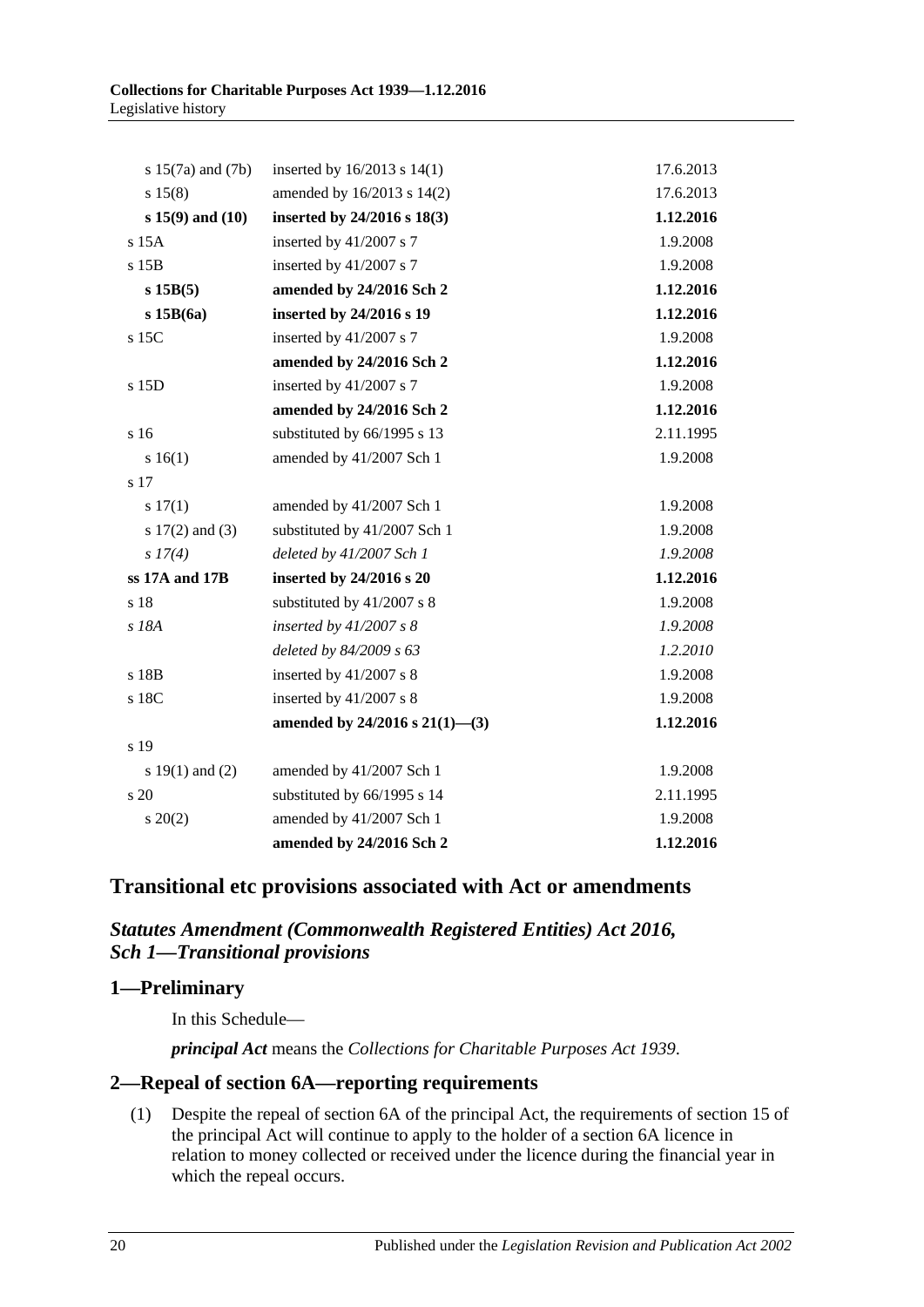| | | |
|---|---|---|
| s 15(7a) and (7b) | inserted by 16/2013 s 14(1) | 17.6.2013 |
| s 15(8) | amended by 16/2013 s 14(2) | 17.6.2013 |
| **s 15(9) and (10)** | **inserted by 24/2016 s 18(3)** | **1.12.2016** |
| s 15A | inserted by 41/2007 s 7 | 1.9.2008 |
| s 15B | inserted by 41/2007 s 7 | 1.9.2008 |
| **s 15B(5)** | **amended by 24/2016 Sch 2** | **1.12.2016** |
| **s 15B(6a)** | **inserted by 24/2016 s 19** | **1.12.2016** |
| s 15C | inserted by 41/2007 s 7 | 1.9.2008 |
| | **amended by 24/2016 Sch 2** | **1.12.2016** |
| s 15D | inserted by 41/2007 s 7 | 1.9.2008 |
| | **amended by 24/2016 Sch 2** | **1.12.2016** |
| s 16 | substituted by 66/1995 s 13 | 2.11.1995 |
| s 16(1) | amended by 41/2007 Sch 1 | 1.9.2008 |
| s 17 | | |
| s 17(1) | amended by 41/2007 Sch 1 | 1.9.2008 |
| s 17(2) and (3) | substituted by 41/2007 Sch 1 | 1.9.2008 |
| *s 17(4)* | *deleted by 41/2007 Sch 1* | *1.9.2008* |
| **ss 17A and 17B** | **inserted by 24/2016 s 20** | **1.12.2016** |
| s 18 | substituted by 41/2007 s 8 | 1.9.2008 |
| *s 18A* | *inserted by 41/2007 s 8* | *1.9.2008* |
| | *deleted by 84/2009 s 63* | *1.2.2010* |
| s 18B | inserted by 41/2007 s 8 | 1.9.2008 |
| s 18C | inserted by 41/2007 s 8 | 1.9.2008 |
| | **amended by 24/2016 s 21(1)—(3)** | **1.12.2016** |
| s 19 | | |
| s 19(1) and (2) | amended by 41/2007 Sch 1 | 1.9.2008 |
| s 20 | substituted by 66/1995 s 14 | 2.11.1995 |
| s 20(2) | amended by 41/2007 Sch 1 | 1.9.2008 |
| | **amended by 24/2016 Sch 2** | **1.12.2016** |

## Transitional etc provisions associated with Act or amendments

### *Statutes Amendment (Commonwealth Registered Entities) Act 2016, Sch 1—Transitional provisions*

### 1—Preliminary

In this Schedule—

***principal Act*** means the *Collections for Charitable Purposes Act 1939*.

### 2—Repeal of section 6A—reporting requirements

(1) Despite the repeal of section 6A of the principal Act, the requirements of section 15 of the principal Act will continue to apply to the holder of a section 6A licence in relation to money collected or received under the licence during the financial year in which the repeal occurs.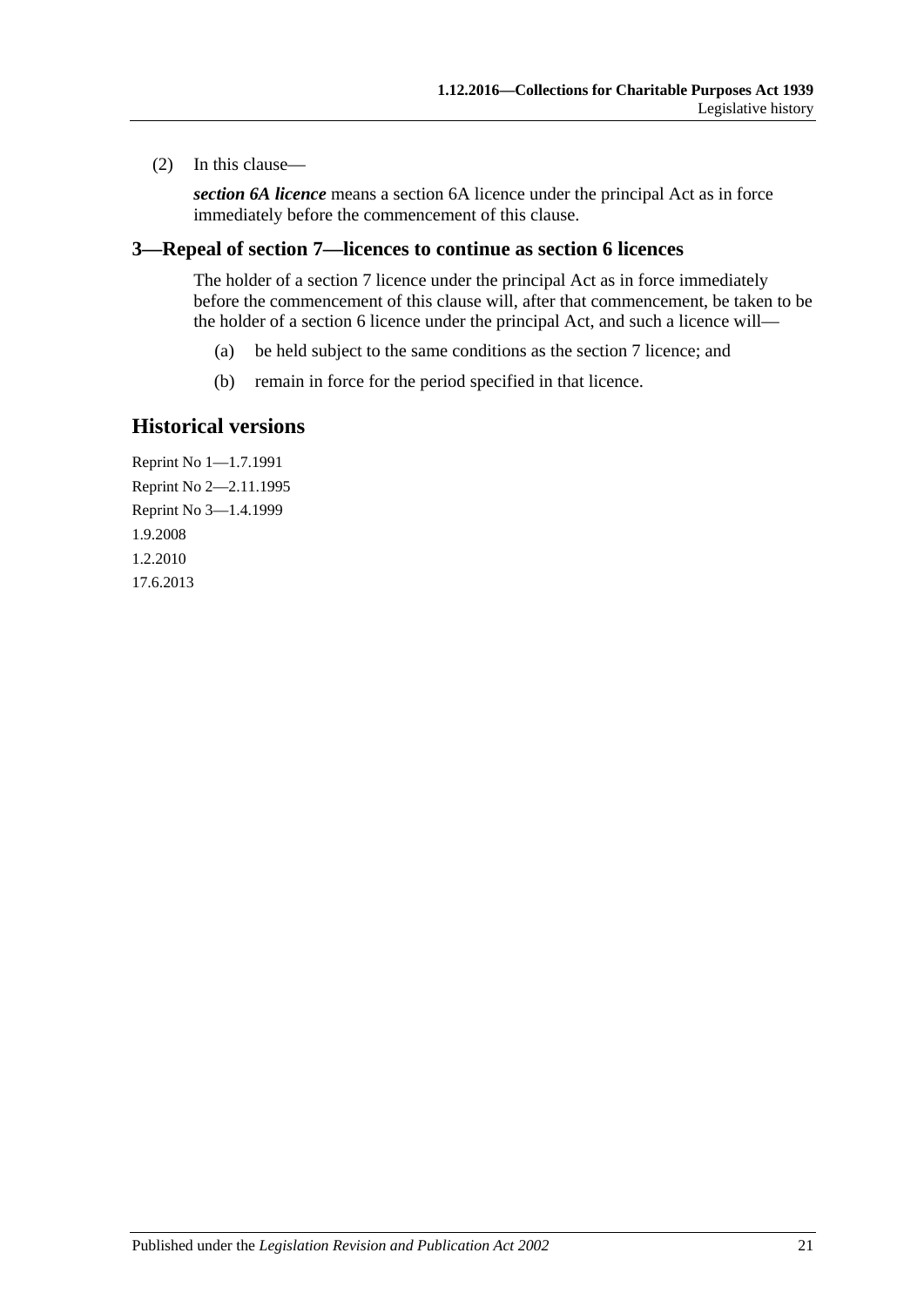(2) In this clause—

***section 6A licence*** means a section 6A licence under the principal Act as in force immediately before the commencement of this clause.

### 3—Repeal of section 7—licences to continue as section 6 licences

The holder of a section 7 licence under the principal Act as in force immediately before the commencement of this clause will, after that commencement, be taken to be the holder of a section 6 licence under the principal Act, and such a licence will—

(a) be held subject to the same conditions as the section 7 licence; and

(b) remain in force for the period specified in that licence.

## Historical versions

Reprint No 1—1.7.1991

Reprint No 2—2.11.1995

Reprint No 3—1.4.1999

1.9.2008

1.2.2010

17.6.2013